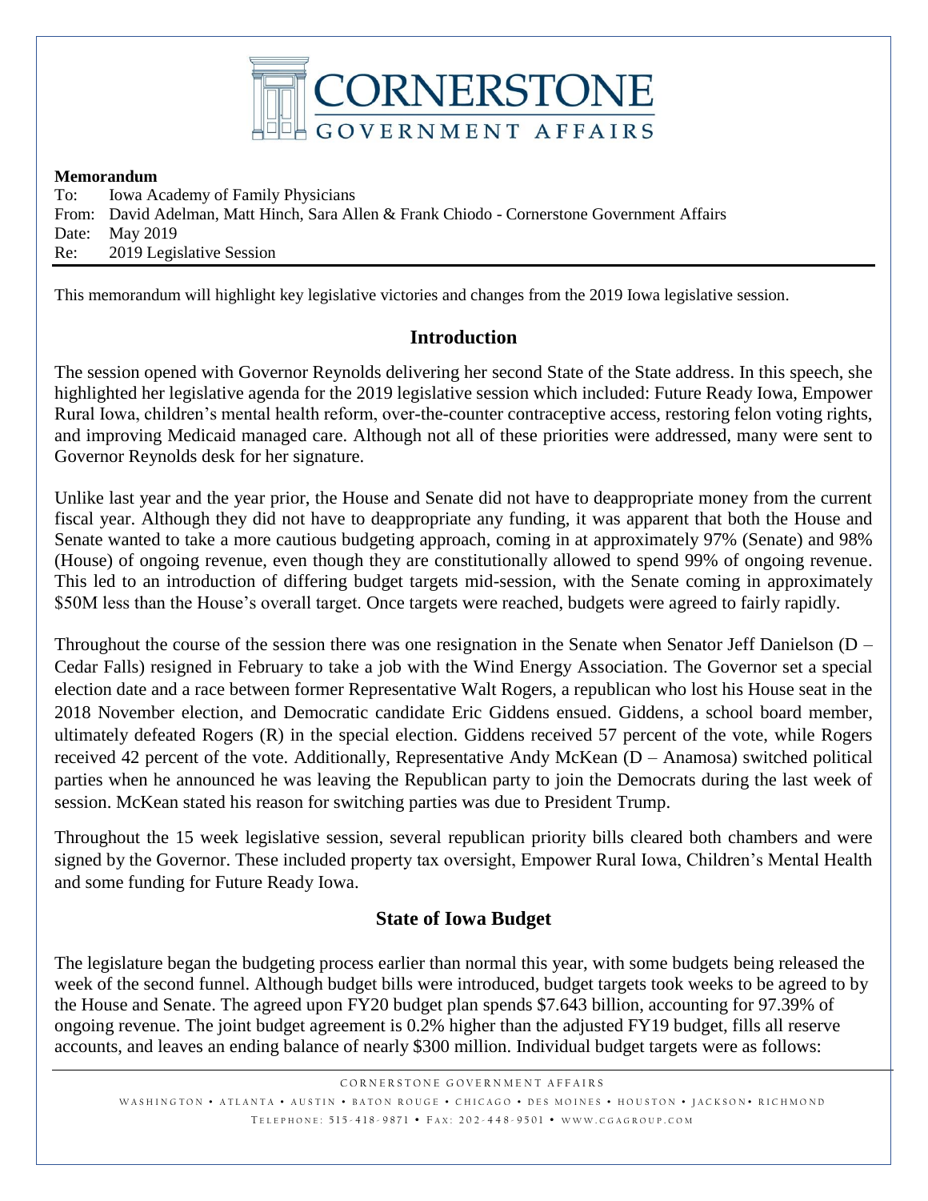# CORNERSTONE GOVERNMENT AFFAIRS

**Memorandum**

To: Iowa Academy of Family Physicians
From: David Adelman, Matt Hinch, Sara Allen & Frank Chiodo - Cornerstone Government Affairs
Date: May 2019
Re: 2019 Legislative Session

This memorandum will highlight key legislative victories and changes from the 2019 Iowa legislative session.

## Introduction

The session opened with Governor Reynolds delivering her second State of the State address. In this speech, she highlighted her legislative agenda for the 2019 legislative session which included: Future Ready Iowa, Empower Rural Iowa, children's mental health reform, over-the-counter contraceptive access, restoring felon voting rights, and improving Medicaid managed care. Although not all of these priorities were addressed, many were sent to Governor Reynolds desk for her signature.

Unlike last year and the year prior, the House and Senate did not have to deappropriate money from the current fiscal year. Although they did not have to deappropriate any funding, it was apparent that both the House and Senate wanted to take a more cautious budgeting approach, coming in at approximately 97% (Senate) and 98% (House) of ongoing revenue, even though they are constitutionally allowed to spend 99% of ongoing revenue. This led to an introduction of differing budget targets mid-session, with the Senate coming in approximately \$50M less than the House's overall target. Once targets were reached, budgets were agreed to fairly rapidly.

Throughout the course of the session there was one resignation in the Senate when Senator Jeff Danielson (D – Cedar Falls) resigned in February to take a job with the Wind Energy Association. The Governor set a special election date and a race between former Representative Walt Rogers, a republican who lost his House seat in the 2018 November election, and Democratic candidate Eric Giddens ensued. Giddens, a school board member, ultimately defeated Rogers (R) in the special election. Giddens received 57 percent of the vote, while Rogers received 42 percent of the vote. Additionally, Representative Andy McKean (D – Anamosa) switched political parties when he announced he was leaving the Republican party to join the Democrats during the last week of session. McKean stated his reason for switching parties was due to President Trump.

Throughout the 15 week legislative session, several republican priority bills cleared both chambers and were signed by the Governor. These included property tax oversight, Empower Rural Iowa, Children's Mental Health and some funding for Future Ready Iowa.

## State of Iowa Budget

The legislature began the budgeting process earlier than normal this year, with some budgets being released the week of the second funnel. Although budget bills were introduced, budget targets took weeks to be agreed to by the House and Senate. The agreed upon FY20 budget plan spends \$7.643 billion, accounting for 97.39% of ongoing revenue. The joint budget agreement is 0.2% higher than the adjusted FY19 budget, fills all reserve accounts, and leaves an ending balance of nearly \$300 million. Individual budget targets were as follows: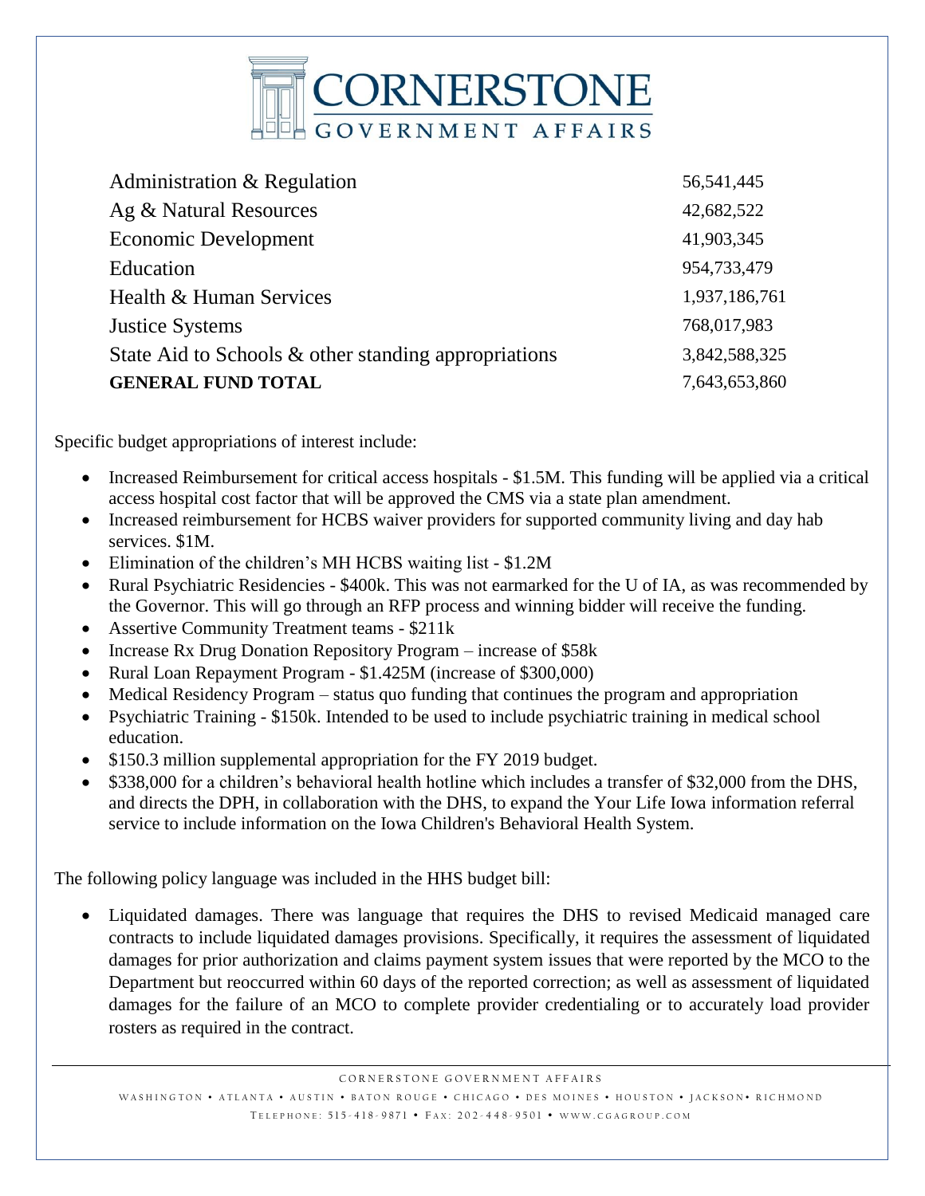| | |
|---|---|
| Administration & Regulation | 56,541,445 |
| Ag & Natural Resources | 42,682,522 |
| Economic Development | 41,903,345 |
| Education | 954,733,479 |
| Health & Human Services | 1,937,186,761 |
| Justice Systems | 768,017,983 |
| State Aid to Schools & other standing appropriations | 3,842,588,325 |
| **GENERAL FUND TOTAL** | 7,643,653,860 |

Specific budget appropriations of interest include:

- Increased Reimbursement for critical access hospitals - $1.5M. This funding will be applied via a critical access hospital cost factor that will be approved the CMS via a state plan amendment.
- Increased reimbursement for HCBS waiver providers for supported community living and day hab services. $1M.
- Elimination of the children's MH HCBS waiting list - $1.2M
- Rural Psychiatric Residencies - $400k. This was not earmarked for the U of IA, as was recommended by the Governor. This will go through an RFP process and winning bidder will receive the funding.
- Assertive Community Treatment teams - $211k
- Increase Rx Drug Donation Repository Program – increase of $58k
- Rural Loan Repayment Program - $1.425M (increase of $300,000)
- Medical Residency Program – status quo funding that continues the program and appropriation
- Psychiatric Training - $150k. Intended to be used to include psychiatric training in medical school education.
- $150.3 million supplemental appropriation for the FY 2019 budget.
- $338,000 for a children's behavioral health hotline which includes a transfer of $32,000 from the DHS, and directs the DPH, in collaboration with the DHS, to expand the Your Life Iowa information referral service to include information on the Iowa Children's Behavioral Health System.

The following policy language was included in the HHS budget bill:

- Liquidated damages. There was language that requires the DHS to revised Medicaid managed care contracts to include liquidated damages provisions. Specifically, it requires the assessment of liquidated damages for prior authorization and claims payment system issues that were reported by the MCO to the Department but reoccurred within 60 days of the reported correction; as well as assessment of liquidated damages for the failure of an MCO to complete provider credentialing or to accurately load provider rosters as required in the contract.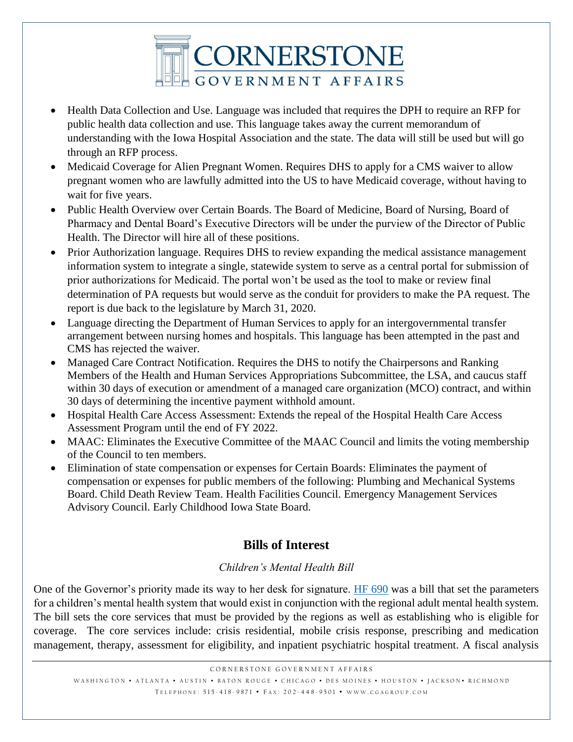- Health Data Collection and Use. Language was included that requires the DPH to require an RFP for public health data collection and use. This language takes away the current memorandum of understanding with the Iowa Hospital Association and the state. The data will still be used but will go through an RFP process.
- Medicaid Coverage for Alien Pregnant Women. Requires DHS to apply for a CMS waiver to allow pregnant women who are lawfully admitted into the US to have Medicaid coverage, without having to wait for five years.
- Public Health Overview over Certain Boards. The Board of Medicine, Board of Nursing, Board of Pharmacy and Dental Board's Executive Directors will be under the purview of the Director of Public Health. The Director will hire all of these positions.
- Prior Authorization language. Requires DHS to review expanding the medical assistance management information system to integrate a single, statewide system to serve as a central portal for submission of prior authorizations for Medicaid. The portal won't be used as the tool to make or review final determination of PA requests but would serve as the conduit for providers to make the PA request. The report is due back to the legislature by March 31, 2020.
- Language directing the Department of Human Services to apply for an intergovernmental transfer arrangement between nursing homes and hospitals. This language has been attempted in the past and CMS has rejected the waiver.
- Managed Care Contract Notification. Requires the DHS to notify the Chairpersons and Ranking Members of the Health and Human Services Appropriations Subcommittee, the LSA, and caucus staff within 30 days of execution or amendment of a managed care organization (MCO) contract, and within 30 days of determining the incentive payment withhold amount.
- Hospital Health Care Access Assessment: Extends the repeal of the Hospital Health Care Access Assessment Program until the end of FY 2022.
- MAAC: Eliminates the Executive Committee of the MAAC Council and limits the voting membership of the Council to ten members.
- Elimination of state compensation or expenses for Certain Boards: Eliminates the payment of compensation or expenses for public members of the following: Plumbing and Mechanical Systems Board. Child Death Review Team. Health Facilities Council. Emergency Management Services Advisory Council. Early Childhood Iowa State Board.

## Bills of Interest

*Children's Mental Health Bill*

One of the Governor's priority made its way to her desk for signature. HF 690 was a bill that set the parameters for a children's mental health system that would exist in conjunction with the regional adult mental health system. The bill sets the core services that must be provided by the regions as well as establishing who is eligible for coverage. The core services include: crisis residential, mobile crisis response, prescribing and medication management, therapy, assessment for eligibility, and inpatient psychiatric hospital treatment. A fiscal analysis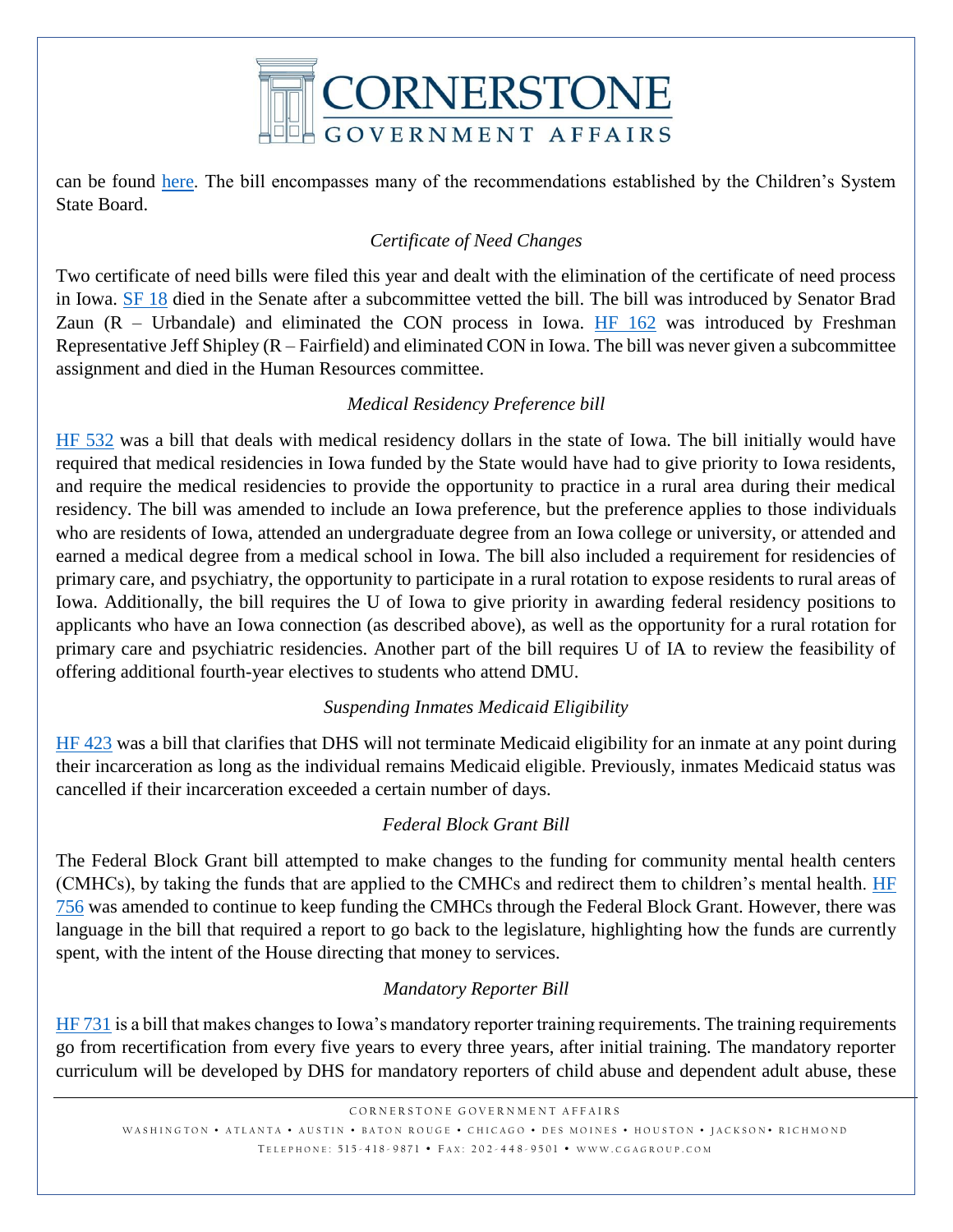can be found [here](). The bill encompasses many of the recommendations established by the Children's System State Board.

*Certificate of Need Changes*

Two certificate of need bills were filed this year and dealt with the elimination of the certificate of need process in Iowa. SF 18 died in the Senate after a subcommittee vetted the bill. The bill was introduced by Senator Brad Zaun (R – Urbandale) and eliminated the CON process in Iowa. HF 162 was introduced by Freshman Representative Jeff Shipley (R – Fairfield) and eliminated CON in Iowa. The bill was never given a subcommittee assignment and died in the Human Resources committee.

*Medical Residency Preference bill*

HF 532 was a bill that deals with medical residency dollars in the state of Iowa. The bill initially would have required that medical residencies in Iowa funded by the State would have had to give priority to Iowa residents, and require the medical residencies to provide the opportunity to practice in a rural area during their medical residency. The bill was amended to include an Iowa preference, but the preference applies to those individuals who are residents of Iowa, attended an undergraduate degree from an Iowa college or university, or attended and earned a medical degree from a medical school in Iowa. The bill also included a requirement for residencies of primary care, and psychiatry, the opportunity to participate in a rural rotation to expose residents to rural areas of Iowa. Additionally, the bill requires the U of Iowa to give priority in awarding federal residency positions to applicants who have an Iowa connection (as described above), as well as the opportunity for a rural rotation for primary care and psychiatric residencies. Another part of the bill requires U of IA to review the feasibility of offering additional fourth-year electives to students who attend DMU.

*Suspending Inmates Medicaid Eligibility*

HF 423 was a bill that clarifies that DHS will not terminate Medicaid eligibility for an inmate at any point during their incarceration as long as the individual remains Medicaid eligible. Previously, inmates Medicaid status was cancelled if their incarceration exceeded a certain number of days.

*Federal Block Grant Bill*

The Federal Block Grant bill attempted to make changes to the funding for community mental health centers (CMHCs), by taking the funds that are applied to the CMHCs and redirect them to children's mental health. HF 756 was amended to continue to keep funding the CMHCs through the Federal Block Grant. However, there was language in the bill that required a report to go back to the legislature, highlighting how the funds are currently spent, with the intent of the House directing that money to services.

*Mandatory Reporter Bill*

HF 731 is a bill that makes changes to Iowa's mandatory reporter training requirements. The training requirements go from recertification from every five years to every three years, after initial training. The mandatory reporter curriculum will be developed by DHS for mandatory reporters of child abuse and dependent adult abuse, these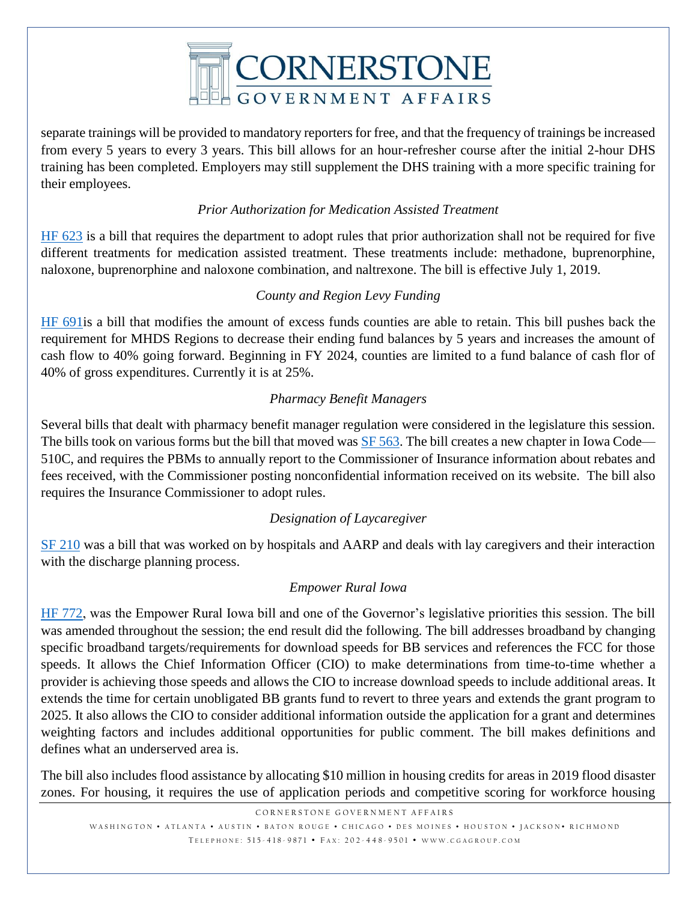separate trainings will be provided to mandatory reporters for free, and that the frequency of trainings be increased from every 5 years to every 3 years. This bill allows for an hour-refresher course after the initial 2-hour DHS training has been completed. Employers may still supplement the DHS training with a more specific training for their employees.

### *Prior Authorization for Medication Assisted Treatment*

HF 623 is a bill that requires the department to adopt rules that prior authorization shall not be required for five different treatments for medication assisted treatment. These treatments include: methadone, buprenorphine, naloxone, buprenorphine and naloxone combination, and naltrexone. The bill is effective July 1, 2019.

### *County and Region Levy Funding*

HF 691is a bill that modifies the amount of excess funds counties are able to retain. This bill pushes back the requirement for MHDS Regions to decrease their ending fund balances by 5 years and increases the amount of cash flow to 40% going forward. Beginning in FY 2024, counties are limited to a fund balance of cash flor of 40% of gross expenditures. Currently it is at 25%.

### *Pharmacy Benefit Managers*

Several bills that dealt with pharmacy benefit manager regulation were considered in the legislature this session. The bills took on various forms but the bill that moved was SF 563. The bill creates a new chapter in Iowa Code—510C, and requires the PBMs to annually report to the Commissioner of Insurance information about rebates and fees received, with the Commissioner posting nonconfidential information received on its website. The bill also requires the Insurance Commissioner to adopt rules.

### *Designation of Laycaregiver*

SF 210 was a bill that was worked on by hospitals and AARP and deals with lay caregivers and their interaction with the discharge planning process.

### *Empower Rural Iowa*

HF 772, was the Empower Rural Iowa bill and one of the Governor's legislative priorities this session. The bill was amended throughout the session; the end result did the following. The bill addresses broadband by changing specific broadband targets/requirements for download speeds for BB services and references the FCC for those speeds. It allows the Chief Information Officer (CIO) to make determinations from time-to-time whether a provider is achieving those speeds and allows the CIO to increase download speeds to include additional areas. It extends the time for certain unobligated BB grants fund to revert to three years and extends the grant program to 2025. It also allows the CIO to consider additional information outside the application for a grant and determines weighting factors and includes additional opportunities for public comment. The bill makes definitions and defines what an underserved area is.

The bill also includes flood assistance by allocating $10 million in housing credits for areas in 2019 flood disaster zones. For housing, it requires the use of application periods and competitive scoring for workforce housing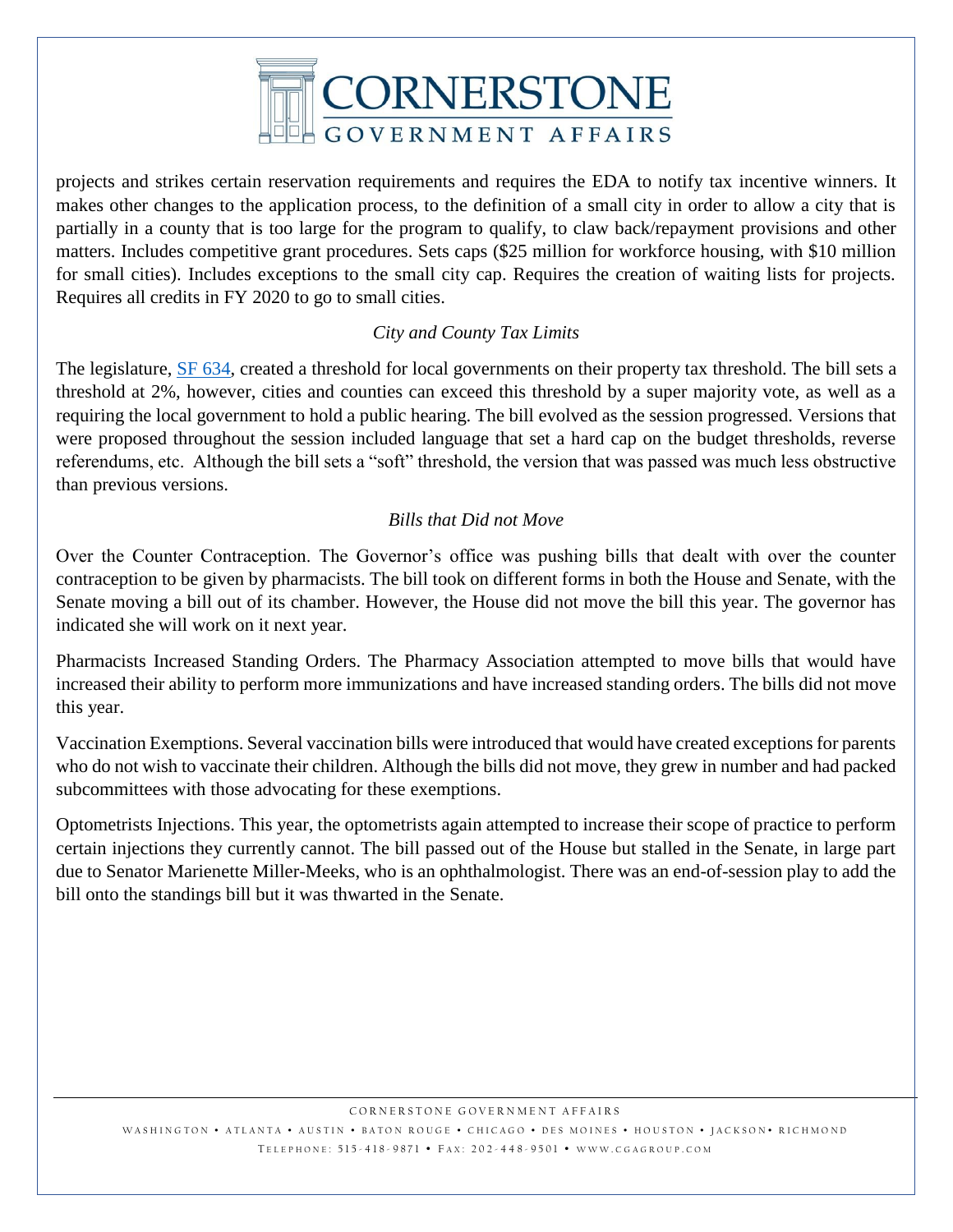projects and strikes certain reservation requirements and requires the EDA to notify tax incentive winners. It makes other changes to the application process, to the definition of a small city in order to allow a city that is partially in a county that is too large for the program to qualify, to claw back/repayment provisions and other matters. Includes competitive grant procedures. Sets caps ($25 million for workforce housing, with $10 million for small cities). Includes exceptions to the small city cap. Requires the creation of waiting lists for projects. Requires all credits in FY 2020 to go to small cities.

*City and County Tax Limits*

The legislature, [SF 634](), created a threshold for local governments on their property tax threshold. The bill sets a threshold at 2%, however, cities and counties can exceed this threshold by a super majority vote, as well as a requiring the local government to hold a public hearing. The bill evolved as the session progressed. Versions that were proposed throughout the session included language that set a hard cap on the budget thresholds, reverse referendums, etc. Although the bill sets a "soft" threshold, the version that was passed was much less obstructive than previous versions.

*Bills that Did not Move*

Over the Counter Contraception. The Governor's office was pushing bills that dealt with over the counter contraception to be given by pharmacists. The bill took on different forms in both the House and Senate, with the Senate moving a bill out of its chamber. However, the House did not move the bill this year. The governor has indicated she will work on it next year.

Pharmacists Increased Standing Orders. The Pharmacy Association attempted to move bills that would have increased their ability to perform more immunizations and have increased standing orders. The bills did not move this year.

Vaccination Exemptions. Several vaccination bills were introduced that would have created exceptions for parents who do not wish to vaccinate their children. Although the bills did not move, they grew in number and had packed subcommittees with those advocating for these exemptions.

Optometrists Injections. This year, the optometrists again attempted to increase their scope of practice to perform certain injections they currently cannot. The bill passed out of the House but stalled in the Senate, in large part due to Senator Marienette Miller-Meeks, who is an ophthalmologist. There was an end-of-session play to add the bill onto the standings bill but it was thwarted in the Senate.